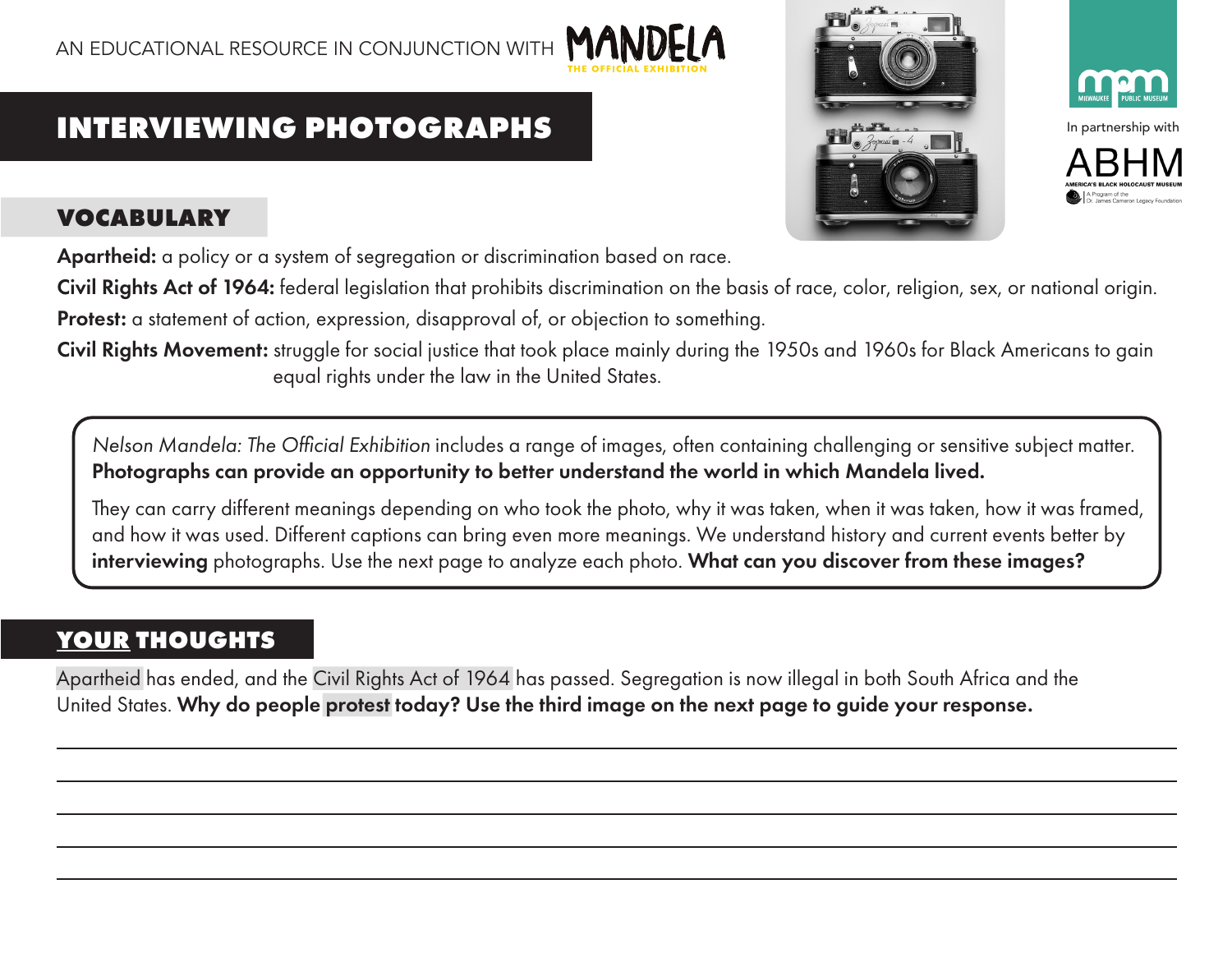AN EDUCATIONAL RESOURCE IN CONJUNCTION WITH MANDELA THE OFFICIAL EXHIBITION

In partnership with ABHM America's Black Holocaust Museum

# INTERVIEWING PHOTOGRAPHS

## VOCABULARY

**Apartheid:** a policy or a system of segregation or discrimination based on race.

**Civil Rights Act of 1964:** federal legislation that prohibits discrimination on the basis of race, color, religion, sex, or national origin.

**Protest:** a statement of action, expression, disapproval of, or objection to something.

**Civil Rights Movement:** struggle for social justice that took place mainly during the 1950s and 1960s for Black Americans to gain equal rights under the law in the United States.

*Nelson Mandela: The Official Exhibition* includes a range of images, often containing challenging or sensitive subject matter. **Photographs can provide an opportunity to better understand the world in which Mandela lived.**

They can carry different meanings depending on who took the photo, why it was taken, when it was taken, how it was framed, and how it was used. Different captions can bring even more meanings. We understand history and current events better by **interviewing** photographs. Use the next page to analyze each photo. **What can you discover from these images?**

## YOUR THOUGHTS

Apartheid has ended, and the Civil Rights Act of 1964 has passed. Segregation is now illegal in both South Africa and the United States. **Why do people protest today? Use the third image on the next page to guide your response.**

\_\_\_\_\_\_\_\_\_\_\_\_\_\_\_\_\_\_\_\_\_\_\_\_\_\_\_\_\_\_\_\_\_\_\_\_\_\_\_\_\_\_\_\_\_\_\_\_\_\_\_\_\_\_\_\_\_\_\_\_\_\_\_\_\_\_\_\_\_\_\_\_\_\_\_\_

\_\_\_\_\_\_\_\_\_\_\_\_\_\_\_\_\_\_\_\_\_\_\_\_\_\_\_\_\_\_\_\_\_\_\_\_\_\_\_\_\_\_\_\_\_\_\_\_\_\_\_\_\_\_\_\_\_\_\_\_\_\_\_\_\_\_\_\_\_\_\_\_\_\_\_\_

\_\_\_\_\_\_\_\_\_\_\_\_\_\_\_\_\_\_\_\_\_\_\_\_\_\_\_\_\_\_\_\_\_\_\_\_\_\_\_\_\_\_\_\_\_\_\_\_\_\_\_\_\_\_\_\_\_\_\_\_\_\_\_\_\_\_\_\_\_\_\_\_\_\_\_\_

\_\_\_\_\_\_\_\_\_\_\_\_\_\_\_\_\_\_\_\_\_\_\_\_\_\_\_\_\_\_\_\_\_\_\_\_\_\_\_\_\_\_\_\_\_\_\_\_\_\_\_\_\_\_\_\_\_\_\_\_\_\_\_\_\_\_\_\_\_\_\_\_\_\_\_\_

\_\_\_\_\_\_\_\_\_\_\_\_\_\_\_\_\_\_\_\_\_\_\_\_\_\_\_\_\_\_\_\_\_\_\_\_\_\_\_\_\_\_\_\_\_\_\_\_\_\_\_\_\_\_\_\_\_\_\_\_\_\_\_\_\_\_\_\_\_\_\_\_\_\_\_\_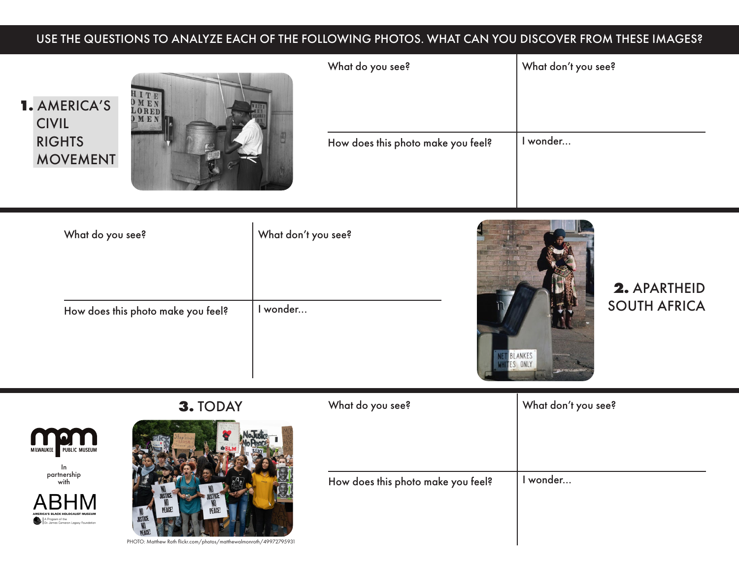USE THE QUESTIONS TO ANALYZE EACH OF THE FOLLOWING PHOTOS. WHAT CAN YOU DISCOVER FROM THESE IMAGES?

## 1. AMERICA'S CIVIL RIGHTS MOVEMENT

| What do you see? | What don't you see? |
| --- | --- |
| How does this photo make you feel? | I wonder... |

## 2. APARTHEID SOUTH AFRICA

| What do you see? | What don't you see? |
| --- | --- |
| How does this photo make you feel? | I wonder... |

## 3. TODAY

PHOTO: Matthew Roth flickr.com/photos/matthewalmonroth/49972795931

| What do you see? | What don't you see? |
| --- | --- |
| How does this photo make you feel? | I wonder... |

MILWAUKEE PUBLIC MUSEUM

In partnership with

ABHM
AMERICA'S BLACK HOLOCAUST MUSEUM
A Program of the Dr. James Cameron Legacy Foundation